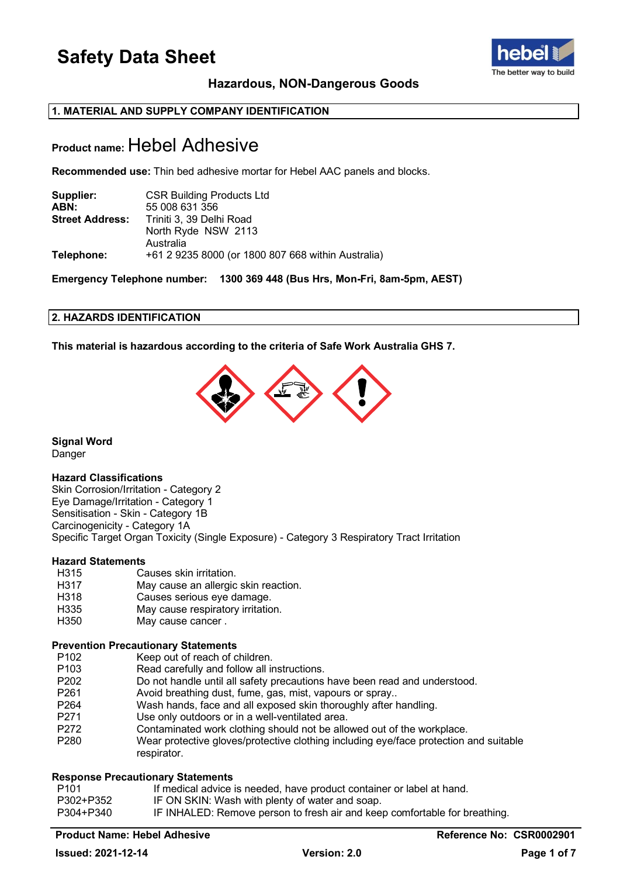# Safety Data Sheet

**Hazardous, NON-Dangerous Goods**

## 1. MATERIAL AND SUPPLY COMPANY IDENTIFICATION

**Product name:** Hebel Adhesive

**Recommended use:** Thin bed adhesive mortar for Hebel AAC panels and blocks.

**Supplier:** CSR Building Products Ltd
**ABN:** 55 008 631 356
**Street Address:** Triniti 3, 39 Delhi Road
North Ryde NSW 2113
Australia
**Telephone:** +61 2 9235 8000 (or 1800 807 668 within Australia)

**Emergency Telephone number: 1300 369 448 (Bus Hrs, Mon-Fri, 8am-5pm, AEST)**

## 2. HAZARDS IDENTIFICATION

**This material is hazardous according to the criteria of Safe Work Australia GHS 7.**

**Signal Word**
Danger

**Hazard Classifications**
Skin Corrosion/Irritation - Category 2
Eye Damage/Irritation - Category 1
Sensitisation - Skin - Category 1B
Carcinogenicity - Category 1A
Specific Target Organ Toxicity (Single Exposure) - Category 3 Respiratory Tract Irritation

**Hazard Statements**

| | |
|---|---|
| H315 | Causes skin irritation. |
| H317 | May cause an allergic skin reaction. |
| H318 | Causes serious eye damage. |
| H335 | May cause respiratory irritation. |
| H350 | May cause cancer . |

**Prevention Precautionary Statements**

| | |
|---|---|
| P102 | Keep out of reach of children. |
| P103 | Read carefully and follow all instructions. |
| P202 | Do not handle until all safety precautions have been read and understood. |
| P261 | Avoid breathing dust, fume, gas, mist, vapours or spray.. |
| P264 | Wash hands, face and all exposed skin thoroughly after handling. |
| P271 | Use only outdoors or in a well-ventilated area. |
| P272 | Contaminated work clothing should not be allowed out of the workplace. |
| P280 | Wear protective gloves/protective clothing including eye/face protection and suitable respirator. |

**Response Precautionary Statements**

| | |
|---|---|
| P101 | If medical advice is needed, have product container or label at hand. |
| P302+P352 | IF ON SKIN: Wash with plenty of water and soap. |
| P304+P340 | IF INHALED: Remove person to fresh air and keep comfortable for breathing. |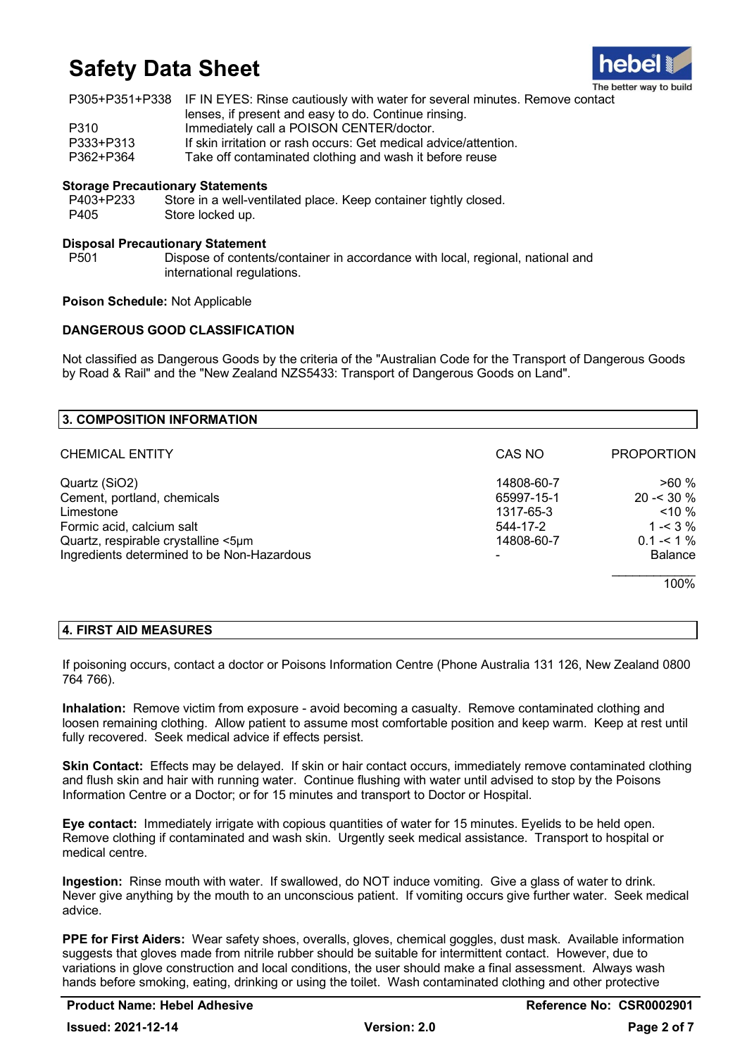| | |
|---|---|
| P305+P351+P338 | IF IN EYES: Rinse cautiously with water for several minutes. Remove contact lenses, if present and easy to do. Continue rinsing. |
| P310 | Immediately call a POISON CENTER/doctor. |
| P333+P313 | If skin irritation or rash occurs: Get medical advice/attention. |
| P362+P364 | Take off contaminated clothing and wash it before reuse |

**Storage Precautionary Statements**

| | |
|---|---|
| P403+P233 | Store in a well-ventilated place. Keep container tightly closed. |
| P405 | Store locked up. |

**Disposal Precautionary Statement**

| | |
|---|---|
| P501 | Dispose of contents/container in accordance with local, regional, national and international regulations. |

**Poison Schedule:** Not Applicable

**DANGEROUS GOOD CLASSIFICATION**

Not classified as Dangerous Goods by the criteria of the "Australian Code for the Transport of Dangerous Goods by Road & Rail" and the "New Zealand NZS5433: Transport of Dangerous Goods on Land".

## 3. COMPOSITION INFORMATION

| CHEMICAL ENTITY | CAS NO | PROPORTION |
|---|---|---|
| Quartz ($SiO_2$) | 14808-60-7 | >60 % |
| Cement, portland, chemicals | 65997-15-1 | 20 -< 30 % |
| Limestone | 1317-65-3 | <10 % |
| Formic acid, calcium salt | 544-17-2 | 1 -< 3 % |
| Quartz, respirable crystalline <5µm | 14808-60-7 | 0.1 -< 1 % |
| Ingredients determined to be Non-Hazardous | - | Balance |
| | | 100% |

## 4. FIRST AID MEASURES

If poisoning occurs, contact a doctor or Poisons Information Centre (Phone Australia 131 126, New Zealand 0800 764 766).

**Inhalation:** Remove victim from exposure - avoid becoming a casualty. Remove contaminated clothing and loosen remaining clothing. Allow patient to assume most comfortable position and keep warm. Keep at rest until fully recovered. Seek medical advice if effects persist.

**Skin Contact:** Effects may be delayed. If skin or hair contact occurs, immediately remove contaminated clothing and flush skin and hair with running water. Continue flushing with water until advised to stop by the Poisons Information Centre or a Doctor; or for 15 minutes and transport to Doctor or Hospital.

**Eye contact:** Immediately irrigate with copious quantities of water for 15 minutes. Eyelids to be held open. Remove clothing if contaminated and wash skin. Urgently seek medical assistance. Transport to hospital or medical centre.

**Ingestion:** Rinse mouth with water. If swallowed, do NOT induce vomiting. Give a glass of water to drink. Never give anything by the mouth to an unconscious patient. If vomiting occurs give further water. Seek medical advice.

**PPE for First Aiders:** Wear safety shoes, overalls, gloves, chemical goggles, dust mask. Available information suggests that gloves made from nitrile rubber should be suitable for intermittent contact. However, due to variations in glove construction and local conditions, the user should make a final assessment. Always wash hands before smoking, eating, drinking or using the toilet. Wash contaminated clothing and other protective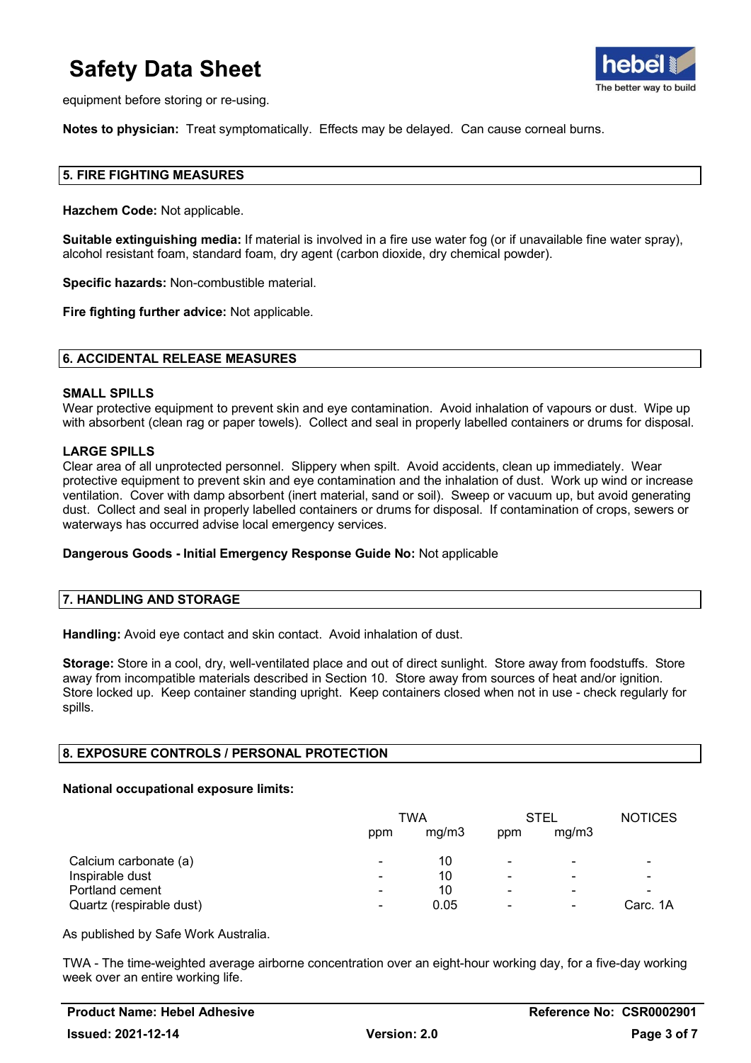equipment before storing or re-using.

**Notes to physician:** Treat symptomatically. Effects may be delayed. Can cause corneal burns.

## 5. FIRE FIGHTING MEASURES

**Hazchem Code:** Not applicable.

**Suitable extinguishing media:** If material is involved in a fire use water fog (or if unavailable fine water spray), alcohol resistant foam, standard foam, dry agent (carbon dioxide, dry chemical powder).

**Specific hazards:** Non-combustible material.

**Fire fighting further advice:** Not applicable.

## 6. ACCIDENTAL RELEASE MEASURES

### SMALL SPILLS

Wear protective equipment to prevent skin and eye contamination. Avoid inhalation of vapours or dust. Wipe up with absorbent (clean rag or paper towels). Collect and seal in properly labelled containers or drums for disposal.

### LARGE SPILLS

Clear area of all unprotected personnel. Slippery when spilt. Avoid accidents, clean up immediately. Wear protective equipment to prevent skin and eye contamination and the inhalation of dust. Work up wind or increase ventilation. Cover with damp absorbent (inert material, sand or soil). Sweep or vacuum up, but avoid generating dust. Collect and seal in properly labelled containers or drums for disposal. If contamination of crops, sewers or waterways has occurred advise local emergency services.

**Dangerous Goods - Initial Emergency Response Guide No:** Not applicable

## 7. HANDLING AND STORAGE

**Handling:** Avoid eye contact and skin contact. Avoid inhalation of dust.

**Storage:** Store in a cool, dry, well-ventilated place and out of direct sunlight. Store away from foodstuffs. Store away from incompatible materials described in Section 10. Store away from sources of heat and/or ignition. Store locked up. Keep container standing upright. Keep containers closed when not in use - check regularly for spills.

## 8. EXPOSURE CONTROLS / PERSONAL PROTECTION

**National occupational exposure limits:**

| | TWA | | STEL | | NOTICES |
|---|---|---|---|---|---|
| | ppm | mg/m3 | ppm | mg/m3 | |
| Calcium carbonate (a) | - | 10 | - | - | - |
| Inspirable dust | - | 10 | - | - | - |
| Portland cement | - | 10 | - | - | - |
| Quartz (respirable dust) | - | 0.05 | - | - | Carc. 1A |

As published by Safe Work Australia.

TWA - The time-weighted average airborne concentration over an eight-hour working day, for a five-day working week over an entire working life.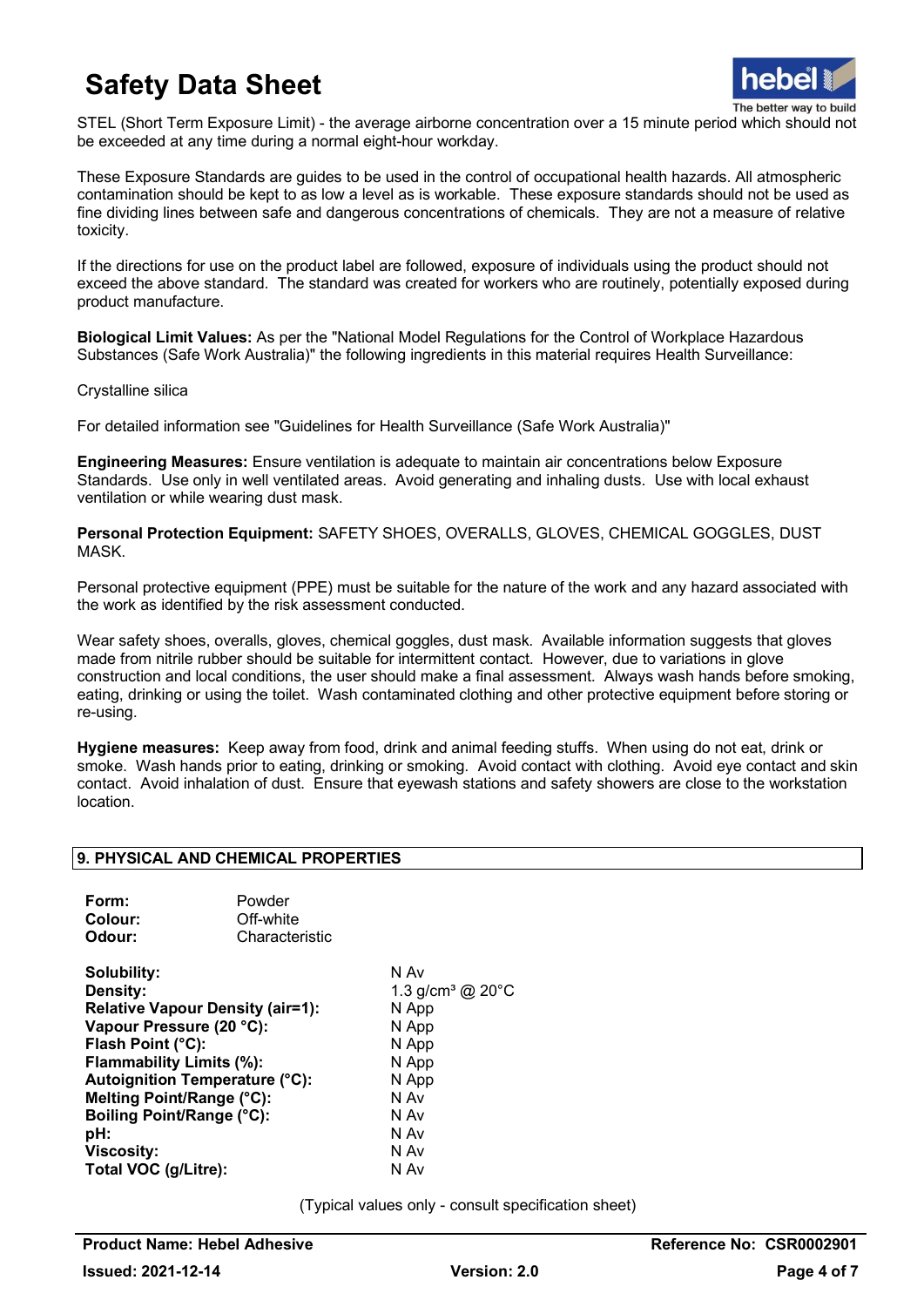STEL (Short Term Exposure Limit) - the average airborne concentration over a 15 minute period which should not be exceeded at any time during a normal eight-hour workday.

These Exposure Standards are guides to be used in the control of occupational health hazards. All atmospheric contamination should be kept to as low a level as is workable. These exposure standards should not be used as fine dividing lines between safe and dangerous concentrations of chemicals. They are not a measure of relative toxicity.

If the directions for use on the product label are followed, exposure of individuals using the product should not exceed the above standard. The standard was created for workers who are routinely, potentially exposed during product manufacture.

**Biological Limit Values:** As per the "National Model Regulations for the Control of Workplace Hazardous Substances (Safe Work Australia)" the following ingredients in this material requires Health Surveillance:

Crystalline silica

For detailed information see "Guidelines for Health Surveillance (Safe Work Australia)"

**Engineering Measures:** Ensure ventilation is adequate to maintain air concentrations below Exposure Standards. Use only in well ventilated areas. Avoid generating and inhaling dusts. Use with local exhaust ventilation or while wearing dust mask.

**Personal Protection Equipment:** SAFETY SHOES, OVERALLS, GLOVES, CHEMICAL GOGGLES, DUST MASK.

Personal protective equipment (PPE) must be suitable for the nature of the work and any hazard associated with the work as identified by the risk assessment conducted.

Wear safety shoes, overalls, gloves, chemical goggles, dust mask. Available information suggests that gloves made from nitrile rubber should be suitable for intermittent contact. However, due to variations in glove construction and local conditions, the user should make a final assessment. Always wash hands before smoking, eating, drinking or using the toilet. Wash contaminated clothing and other protective equipment before storing or re-using.

**Hygiene measures:** Keep away from food, drink and animal feeding stuffs. When using do not eat, drink or smoke. Wash hands prior to eating, drinking or smoking. Avoid contact with clothing. Avoid eye contact and skin contact. Avoid inhalation of dust. Ensure that eyewash stations and safety showers are close to the workstation location.

## 9. PHYSICAL AND CHEMICAL PROPERTIES

| | |
|---|---|
| **Form:** | Powder |
| **Colour:** | Off-white |
| **Odour:** | Characteristic |

| | |
|---|---|
| **Solubility:** | N Av |
| **Density:** | 1.3 g/cm³ @ 20°C |
| **Relative Vapour Density (air=1):** | N App |
| **Vapour Pressure (20 °C):** | N App |
| **Flash Point (°C):** | N App |
| **Flammability Limits (%):** | N App |
| **Autoignition Temperature (°C):** | N App |
| **Melting Point/Range (°C):** | N Av |
| **Boiling Point/Range (°C):** | N Av |
| **pH:** | N Av |
| **Viscosity:** | N Av |
| **Total VOC (g/Litre):** | N Av |

(Typical values only - consult specification sheet)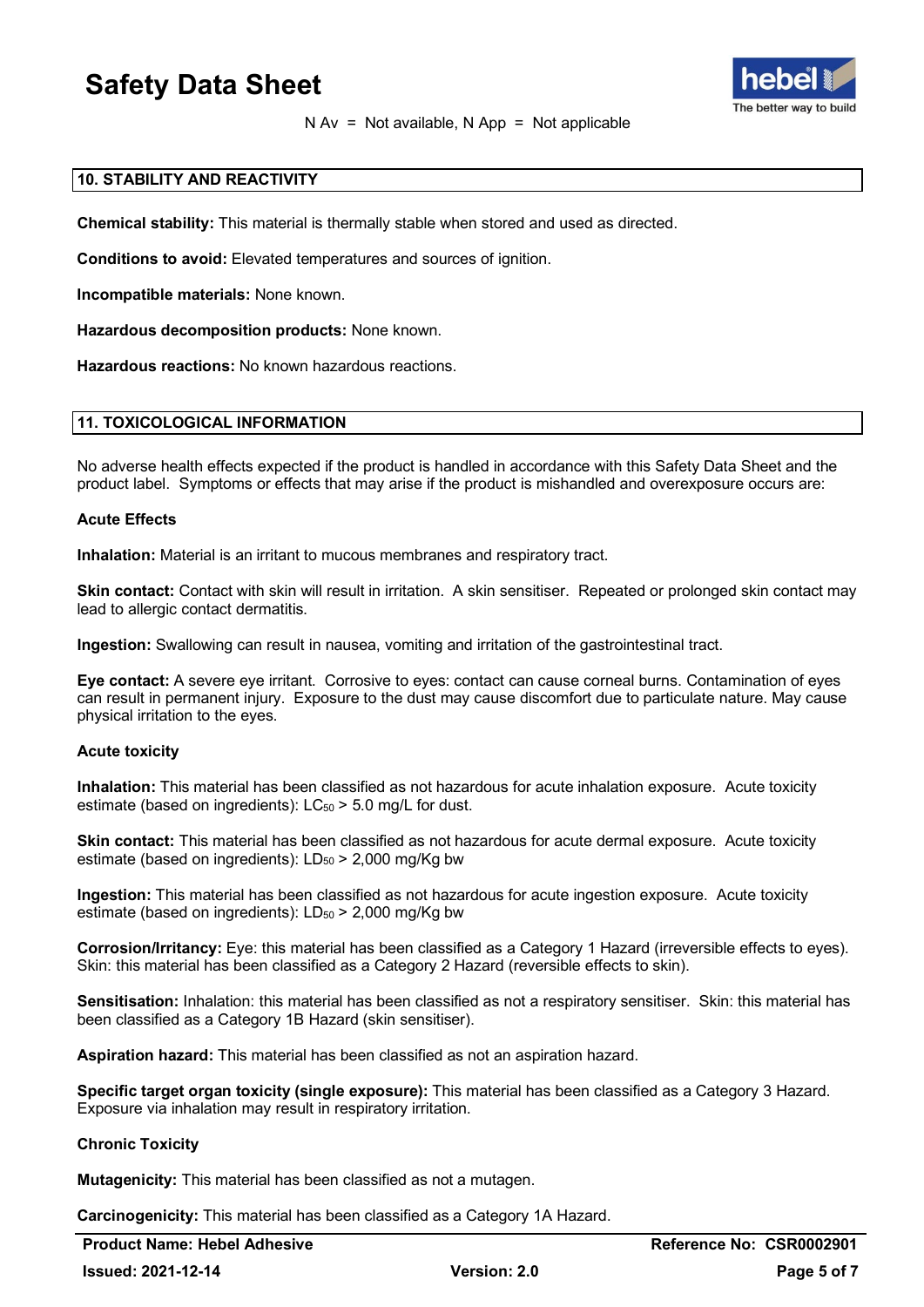N Av = Not available, N App = Not applicable

## 10. STABILITY AND REACTIVITY

**Chemical stability:** This material is thermally stable when stored and used as directed.

**Conditions to avoid:** Elevated temperatures and sources of ignition.

**Incompatible materials:** None known.

**Hazardous decomposition products:** None known.

**Hazardous reactions:** No known hazardous reactions.

## 11. TOXICOLOGICAL INFORMATION

No adverse health effects expected if the product is handled in accordance with this Safety Data Sheet and the product label. Symptoms or effects that may arise if the product is mishandled and overexposure occurs are:

### Acute Effects

**Inhalation:** Material is an irritant to mucous membranes and respiratory tract.

**Skin contact:** Contact with skin will result in irritation. A skin sensitiser. Repeated or prolonged skin contact may lead to allergic contact dermatitis.

**Ingestion:** Swallowing can result in nausea, vomiting and irritation of the gastrointestinal tract.

**Eye contact:** A severe eye irritant. Corrosive to eyes: contact can cause corneal burns. Contamination of eyes can result in permanent injury. Exposure to the dust may cause discomfort due to particulate nature. May cause physical irritation to the eyes.

### Acute toxicity

**Inhalation:** This material has been classified as not hazardous for acute inhalation exposure. Acute toxicity estimate (based on ingredients): $LC_{50}$ > 5.0 mg/L for dust.

**Skin contact:** This material has been classified as not hazardous for acute dermal exposure. Acute toxicity estimate (based on ingredients): $LD_{50}$ > 2,000 mg/Kg bw

**Ingestion:** This material has been classified as not hazardous for acute ingestion exposure. Acute toxicity estimate (based on ingredients): $LD_{50}$ > 2,000 mg/Kg bw

**Corrosion/Irritancy:** Eye: this material has been classified as a Category 1 Hazard (irreversible effects to eyes). Skin: this material has been classified as a Category 2 Hazard (reversible effects to skin).

**Sensitisation:** Inhalation: this material has been classified as not a respiratory sensitiser. Skin: this material has been classified as a Category 1B Hazard (skin sensitiser).

**Aspiration hazard:** This material has been classified as not an aspiration hazard.

**Specific target organ toxicity (single exposure):** This material has been classified as a Category 3 Hazard. Exposure via inhalation may result in respiratory irritation.

### Chronic Toxicity

**Mutagenicity:** This material has been classified as not a mutagen.

**Carcinogenicity:** This material has been classified as a Category 1A Hazard.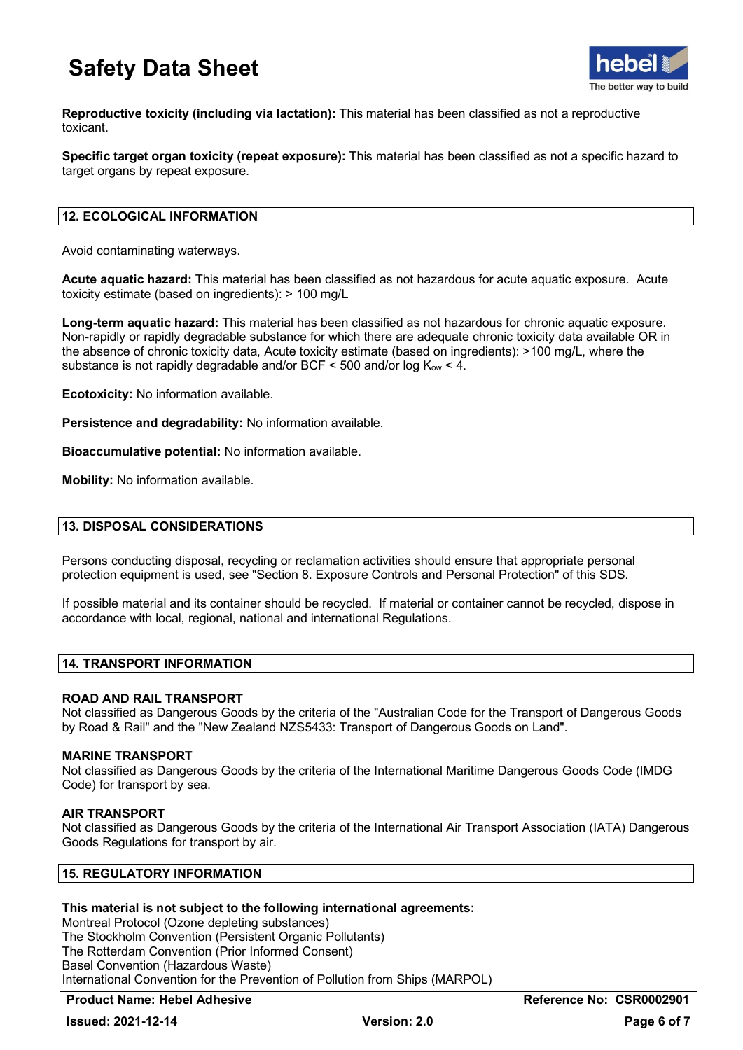**Reproductive toxicity (including via lactation):** This material has been classified as not a reproductive toxicant.

**Specific target organ toxicity (repeat exposure):** This material has been classified as not a specific hazard to target organs by repeat exposure.

## 12. ECOLOGICAL INFORMATION

Avoid contaminating waterways.

**Acute aquatic hazard:** This material has been classified as not hazardous for acute aquatic exposure. Acute toxicity estimate (based on ingredients): > 100 mg/L

**Long-term aquatic hazard:** This material has been classified as not hazardous for chronic aquatic exposure. Non-rapidly or rapidly degradable substance for which there are adequate chronic toxicity data available OR in the absence of chronic toxicity data, Acute toxicity estimate (based on ingredients): >100 mg/L, where the substance is not rapidly degradable and/or BCF < 500 and/or log $K_{ow}$ < 4.

**Ecotoxicity:** No information available.

**Persistence and degradability:** No information available.

**Bioaccumulative potential:** No information available.

**Mobility:** No information available.

## 13. DISPOSAL CONSIDERATIONS

Persons conducting disposal, recycling or reclamation activities should ensure that appropriate personal protection equipment is used, see "Section 8. Exposure Controls and Personal Protection" of this SDS.

If possible material and its container should be recycled. If material or container cannot be recycled, dispose in accordance with local, regional, national and international Regulations.

## 14. TRANSPORT INFORMATION

### ROAD AND RAIL TRANSPORT

Not classified as Dangerous Goods by the criteria of the "Australian Code for the Transport of Dangerous Goods by Road & Rail" and the "New Zealand NZS5433: Transport of Dangerous Goods on Land".

### MARINE TRANSPORT

Not classified as Dangerous Goods by the criteria of the International Maritime Dangerous Goods Code (IMDG Code) for transport by sea.

### AIR TRANSPORT

Not classified as Dangerous Goods by the criteria of the International Air Transport Association (IATA) Dangerous Goods Regulations for transport by air.

## 15. REGULATORY INFORMATION

**This material is not subject to the following international agreements:**

Montreal Protocol (Ozone depleting substances)
The Stockholm Convention (Persistent Organic Pollutants)
The Rotterdam Convention (Prior Informed Consent)
Basel Convention (Hazardous Waste)
International Convention for the Prevention of Pollution from Ships (MARPOL)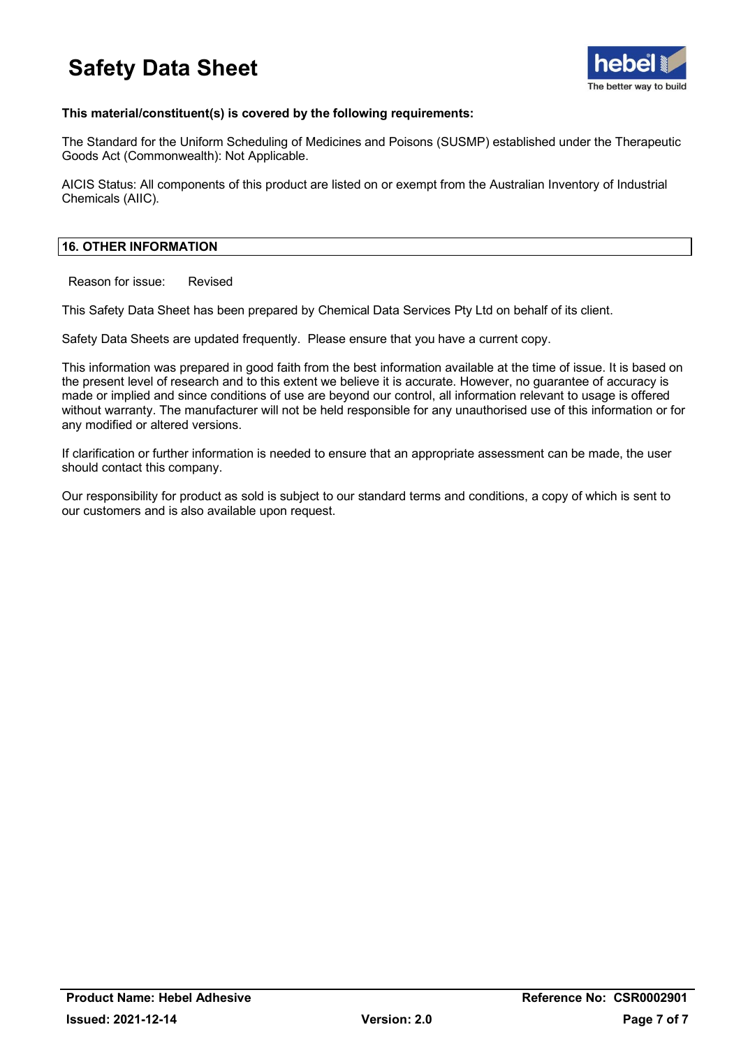**This material/constituent(s) is covered by the following requirements:**

The Standard for the Uniform Scheduling of Medicines and Poisons (SUSMP) established under the Therapeutic Goods Act (Commonwealth): Not Applicable.

AICIS Status: All components of this product are listed on or exempt from the Australian Inventory of Industrial Chemicals (AIIC).

## 16. OTHER INFORMATION

Reason for issue: Revised

This Safety Data Sheet has been prepared by Chemical Data Services Pty Ltd on behalf of its client.

Safety Data Sheets are updated frequently. Please ensure that you have a current copy.

This information was prepared in good faith from the best information available at the time of issue. It is based on the present level of research and to this extent we believe it is accurate. However, no guarantee of accuracy is made or implied and since conditions of use are beyond our control, all information relevant to usage is offered without warranty. The manufacturer will not be held responsible for any unauthorised use of this information or for any modified or altered versions.

If clarification or further information is needed to ensure that an appropriate assessment can be made, the user should contact this company.

Our responsibility for product as sold is subject to our standard terms and conditions, a copy of which is sent to our customers and is also available upon request.